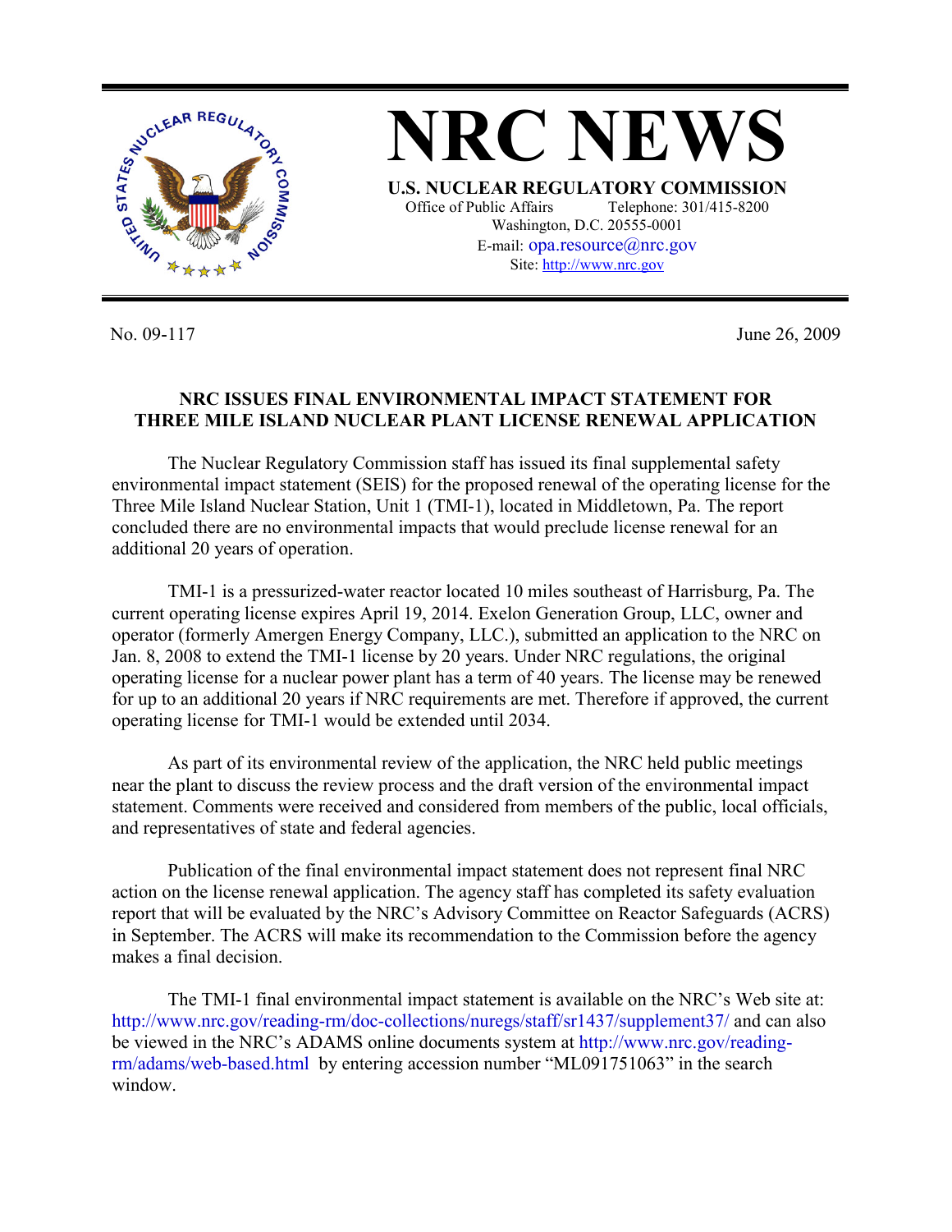# NRC NEWS

**U.S. NUCLEAR REGULATORY COMMISSION**

Office of Public Affairs Telephone: 301/415-8200
Washington, D.C. 20555-0001
E-mail: opa.resource@nrc.gov
Site: http://www.nrc.gov

No. 09-117 June 26, 2009

## NRC ISSUES FINAL ENVIRONMENTAL IMPACT STATEMENT FOR THREE MILE ISLAND NUCLEAR PLANT LICENSE RENEWAL APPLICATION

The Nuclear Regulatory Commission staff has issued its final supplemental safety environmental impact statement (SEIS) for the proposed renewal of the operating license for the Three Mile Island Nuclear Station, Unit 1 (TMI-1), located in Middletown, Pa. The report concluded there are no environmental impacts that would preclude license renewal for an additional 20 years of operation.

TMI-1 is a pressurized-water reactor located 10 miles southeast of Harrisburg, Pa. The current operating license expires April 19, 2014. Exelon Generation Group, LLC, owner and operator (formerly Amergen Energy Company, LLC.), submitted an application to the NRC on Jan. 8, 2008 to extend the TMI-1 license by 20 years. Under NRC regulations, the original operating license for a nuclear power plant has a term of 40 years. The license may be renewed for up to an additional 20 years if NRC requirements are met. Therefore if approved, the current operating license for TMI-1 would be extended until 2034.

As part of its environmental review of the application, the NRC held public meetings near the plant to discuss the review process and the draft version of the environmental impact statement. Comments were received and considered from members of the public, local officials, and representatives of state and federal agencies.

Publication of the final environmental impact statement does not represent final NRC action on the license renewal application. The agency staff has completed its safety evaluation report that will be evaluated by the NRC's Advisory Committee on Reactor Safeguards (ACRS) in September. The ACRS will make its recommendation to the Commission before the agency makes a final decision.

The TMI-1 final environmental impact statement is available on the NRC's Web site at: http://www.nrc.gov/reading-rm/doc-collections/nuregs/staff/sr1437/supplement37/ and can also be viewed in the NRC's ADAMS online documents system at http://www.nrc.gov/reading-rm/adams/web-based.html by entering accession number "ML091751063" in the search window.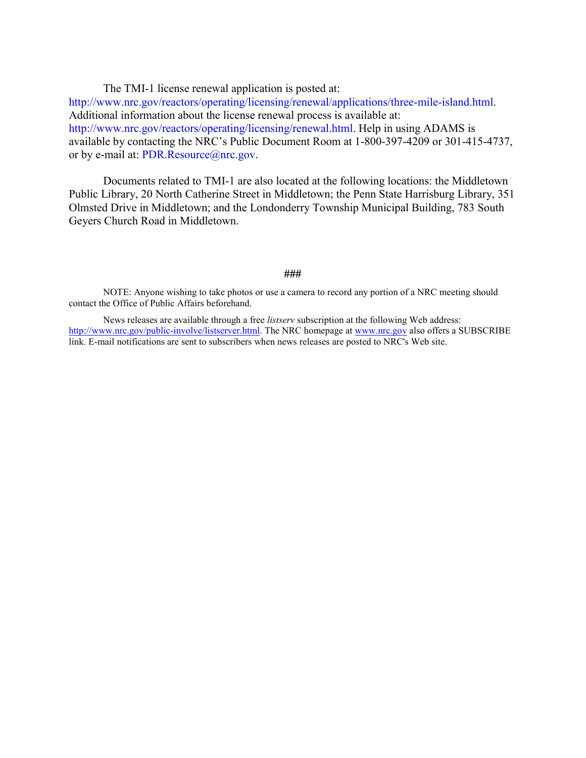The TMI-1 license renewal application is posted at: http://www.nrc.gov/reactors/operating/licensing/renewal/applications/three-mile-island.html. Additional information about the license renewal process is available at: http://www.nrc.gov/reactors/operating/licensing/renewal.html. Help in using ADAMS is available by contacting the NRC's Public Document Room at 1-800-397-4209 or 301-415-4737, or by e-mail at: PDR.Resource@nrc.gov.

Documents related to TMI-1 are also located at the following locations: the Middletown Public Library, 20 North Catherine Street in Middletown; the Penn State Harrisburg Library, 351 Olmsted Drive in Middletown; and the Londonderry Township Municipal Building, 783 South Geyers Church Road in Middletown.

###

NOTE: Anyone wishing to take photos or use a camera to record any portion of a NRC meeting should contact the Office of Public Affairs beforehand.

News releases are available through a free *listserv* subscription at the following Web address: http://www.nrc.gov/public-involve/listserver.html. The NRC homepage at www.nrc.gov also offers a SUBSCRIBE link. E-mail notifications are sent to subscribers when news releases are posted to NRC's Web site.